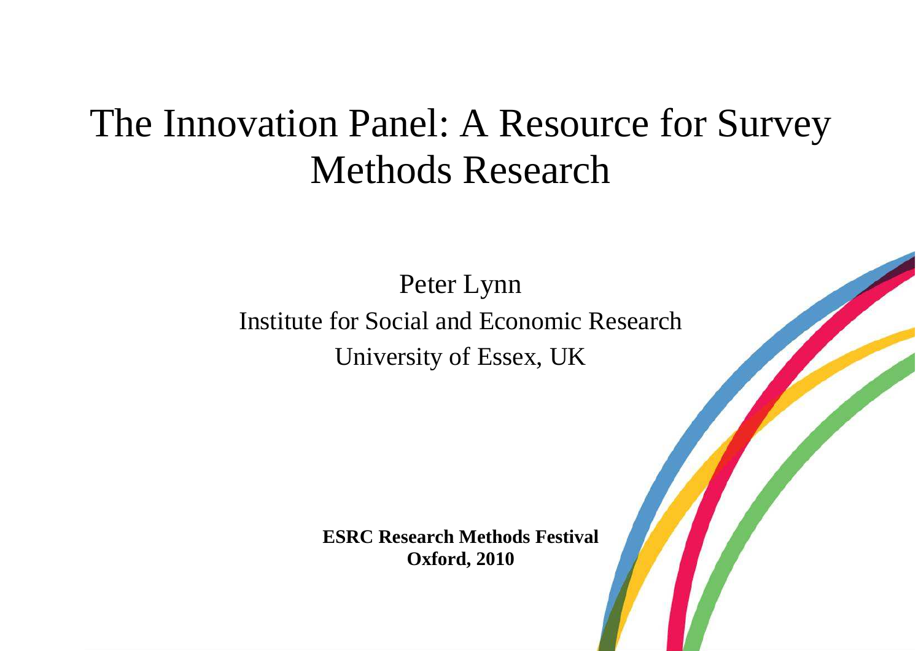# The Innovation Panel: A Resource for Survey Methods Research

Peter Lynn

Institute for Social and Economic Research

University of Essex, UK

**ESRC Research Methods Festival**
**Oxford, 2010**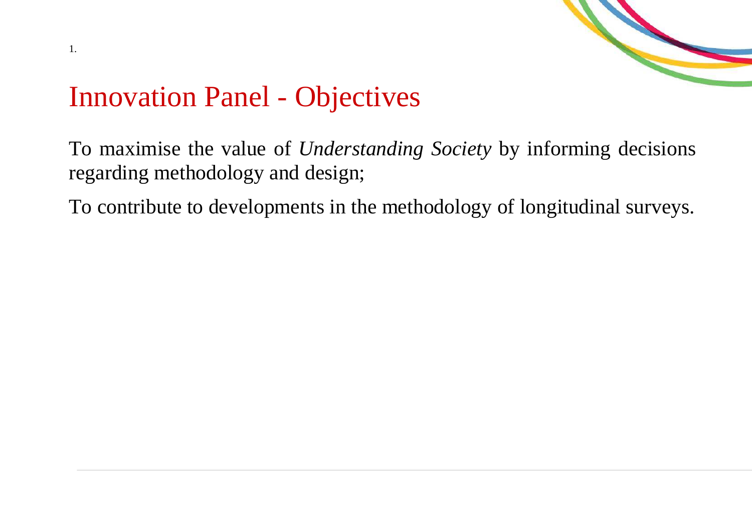# Innovation Panel - Objectives

To maximise the value of *Understanding Society* by informing decisions regarding methodology and design;

To contribute to developments in the methodology of longitudinal surveys.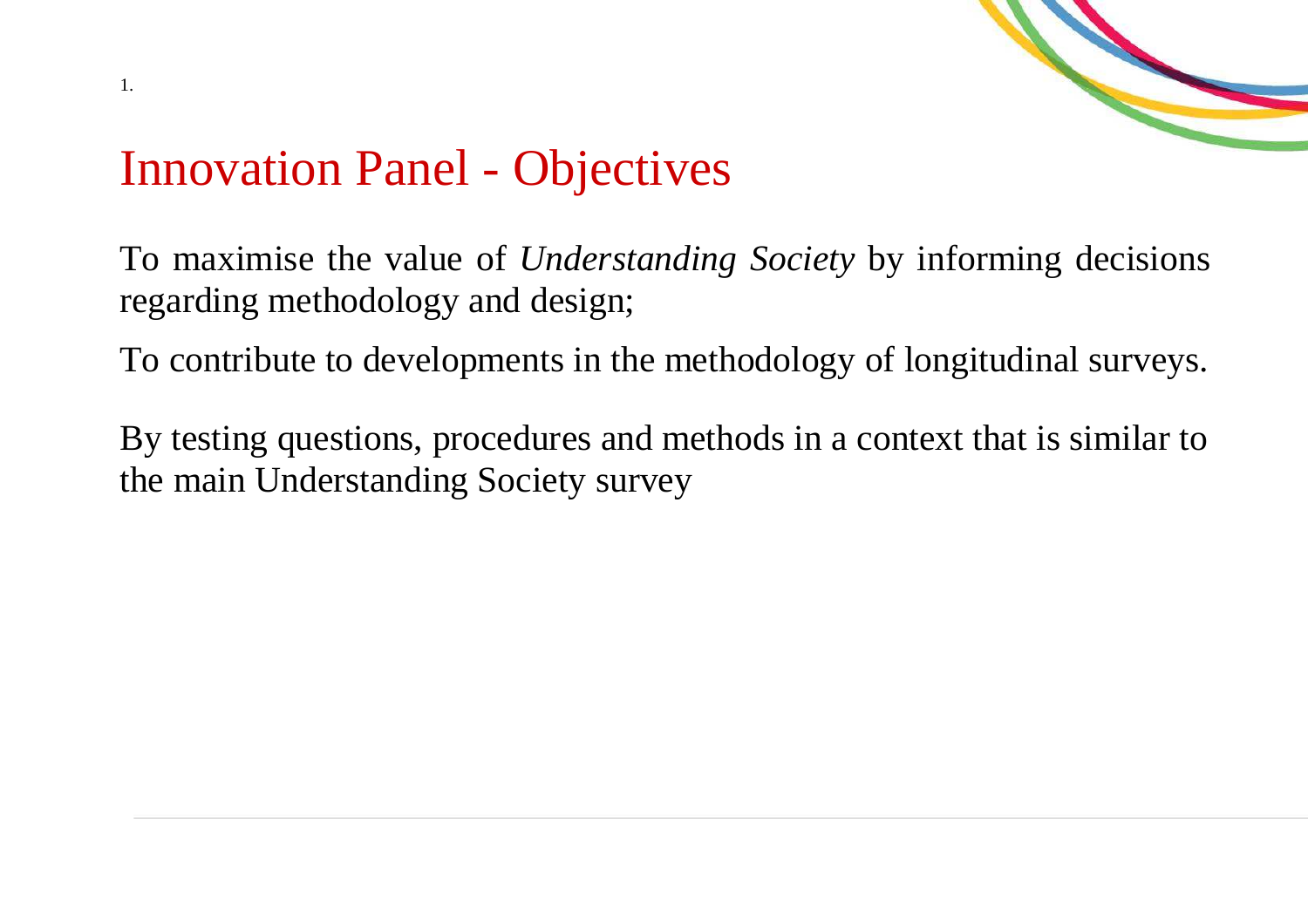# Innovation Panel - Objectives

To maximise the value of *Understanding Society* by informing decisions regarding methodology and design;

To contribute to developments in the methodology of longitudinal surveys.

By testing questions, procedures and methods in a context that is similar to the main Understanding Society survey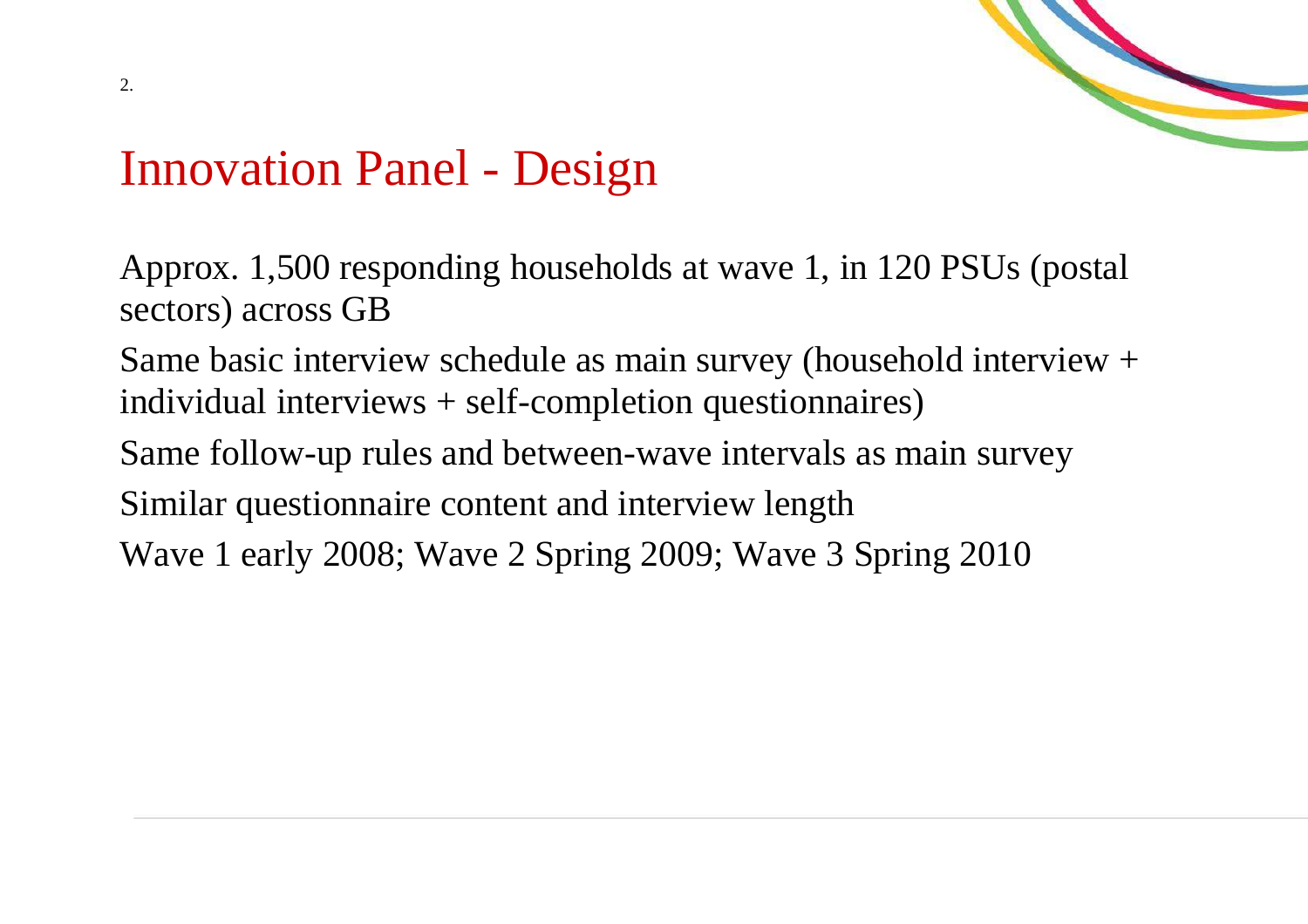# Innovation Panel - Design

Approx. 1,500 responding households at wave 1, in 120 PSUs (postal sectors) across GB

Same basic interview schedule as main survey (household interview + individual interviews + self-completion questionnaires)

Same follow-up rules and between-wave intervals as main survey

Similar questionnaire content and interview length

Wave 1 early 2008; Wave 2 Spring 2009; Wave 3 Spring 2010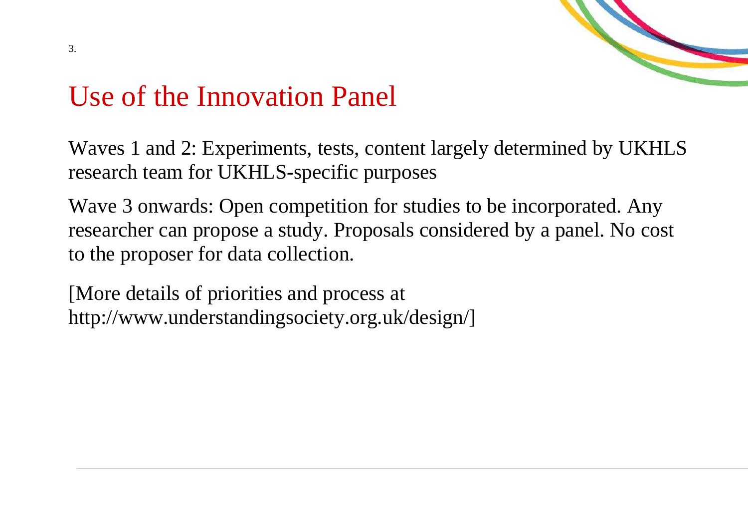# Use of the Innovation Panel

Waves 1 and 2: Experiments, tests, content largely determined by UKHLS research team for UKHLS-specific purposes

Wave 3 onwards: Open competition for studies to be incorporated. Any researcher can propose a study. Proposals considered by a panel. No cost to the proposer for data collection.

[More details of priorities and process at http://www.understandingsociety.org.uk/design/]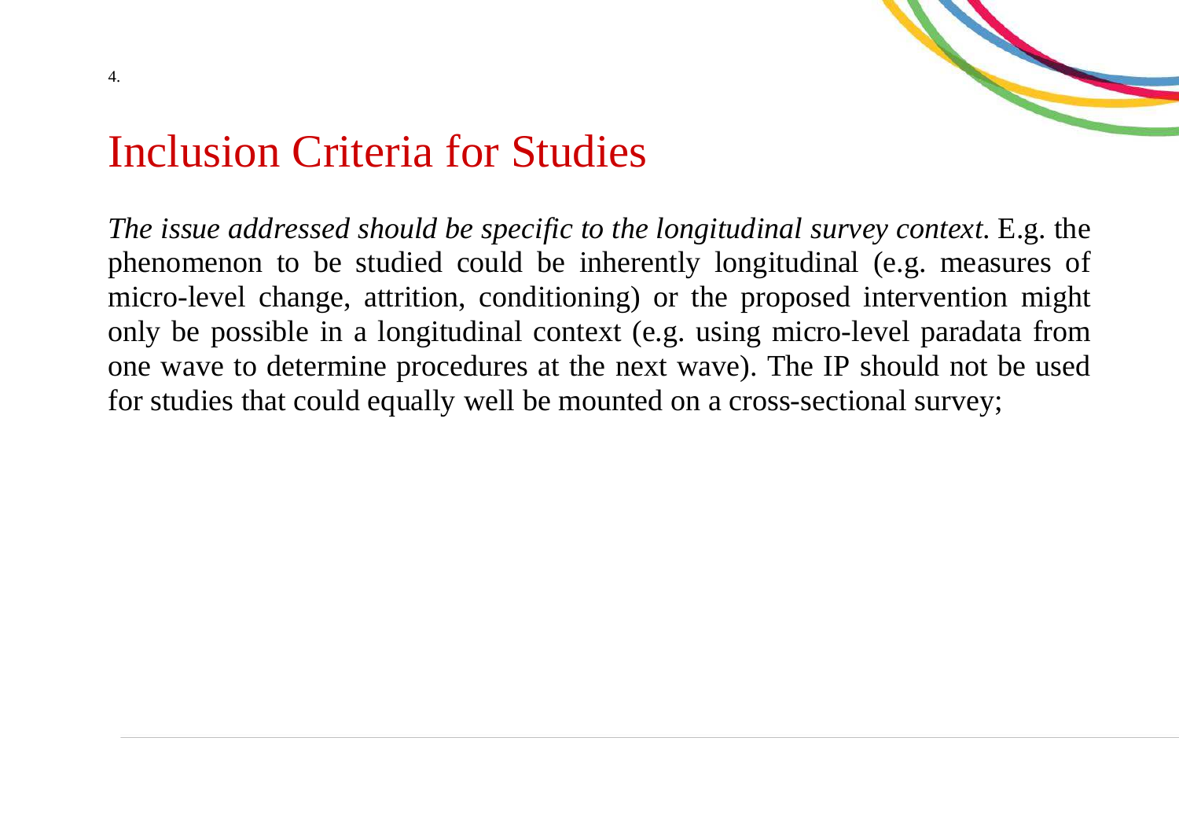4.

# Inclusion Criteria for Studies

*The issue addressed should be specific to the longitudinal survey context.* E.g. the phenomenon to be studied could be inherently longitudinal (e.g. measures of micro-level change, attrition, conditioning) or the proposed intervention might only be possible in a longitudinal context (e.g. using micro-level paradata from one wave to determine procedures at the next wave). The IP should not be used for studies that could equally well be mounted on a cross-sectional survey;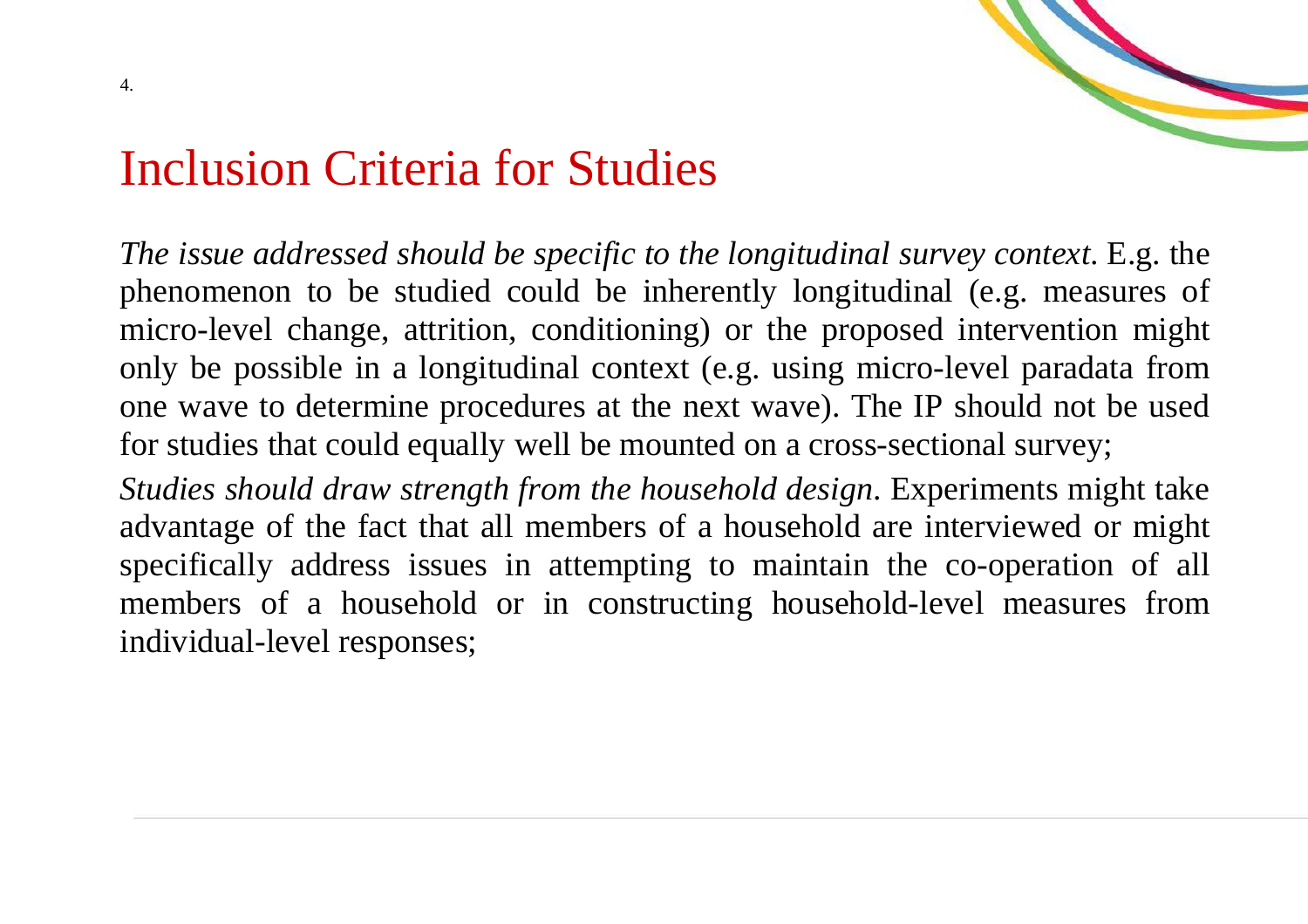# Inclusion Criteria for Studies

*The issue addressed should be specific to the longitudinal survey context*. E.g. the phenomenon to be studied could be inherently longitudinal (e.g. measures of micro-level change, attrition, conditioning) or the proposed intervention might only be possible in a longitudinal context (e.g. using micro-level paradata from one wave to determine procedures at the next wave). The IP should not be used for studies that could equally well be mounted on a cross-sectional survey;

*Studies should draw strength from the household design*. Experiments might take advantage of the fact that all members of a household are interviewed or might specifically address issues in attempting to maintain the co-operation of all members of a household or in constructing household-level measures from individual-level responses;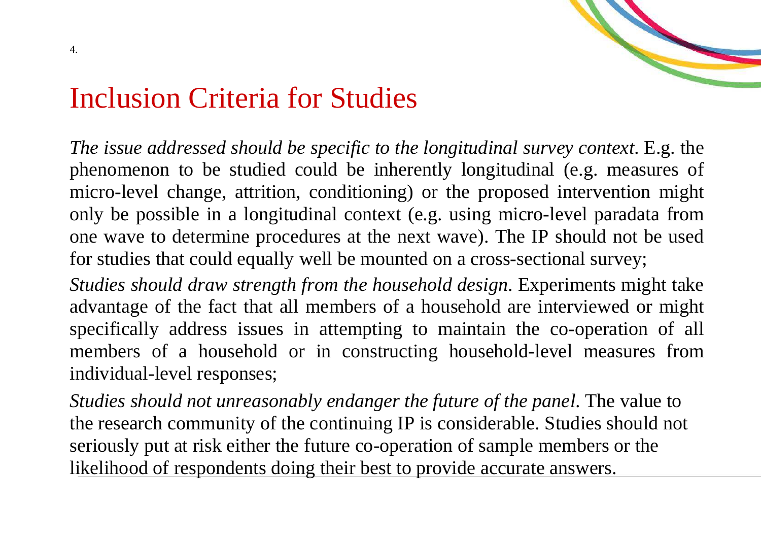# Inclusion Criteria for Studies

*The issue addressed should be specific to the longitudinal survey context.* E.g. the phenomenon to be studied could be inherently longitudinal (e.g. measures of micro-level change, attrition, conditioning) or the proposed intervention might only be possible in a longitudinal context (e.g. using micro-level paradata from one wave to determine procedures at the next wave). The IP should not be used for studies that could equally well be mounted on a cross-sectional survey;

*Studies should draw strength from the household design*. Experiments might take advantage of the fact that all members of a household are interviewed or might specifically address issues in attempting to maintain the co-operation of all members of a household or in constructing household-level measures from individual-level responses;

*Studies should not unreasonably endanger the future of the panel.* The value to the research community of the continuing IP is considerable. Studies should not seriously put at risk either the future co-operation of sample members or the likelihood of respondents doing their best to provide accurate answers.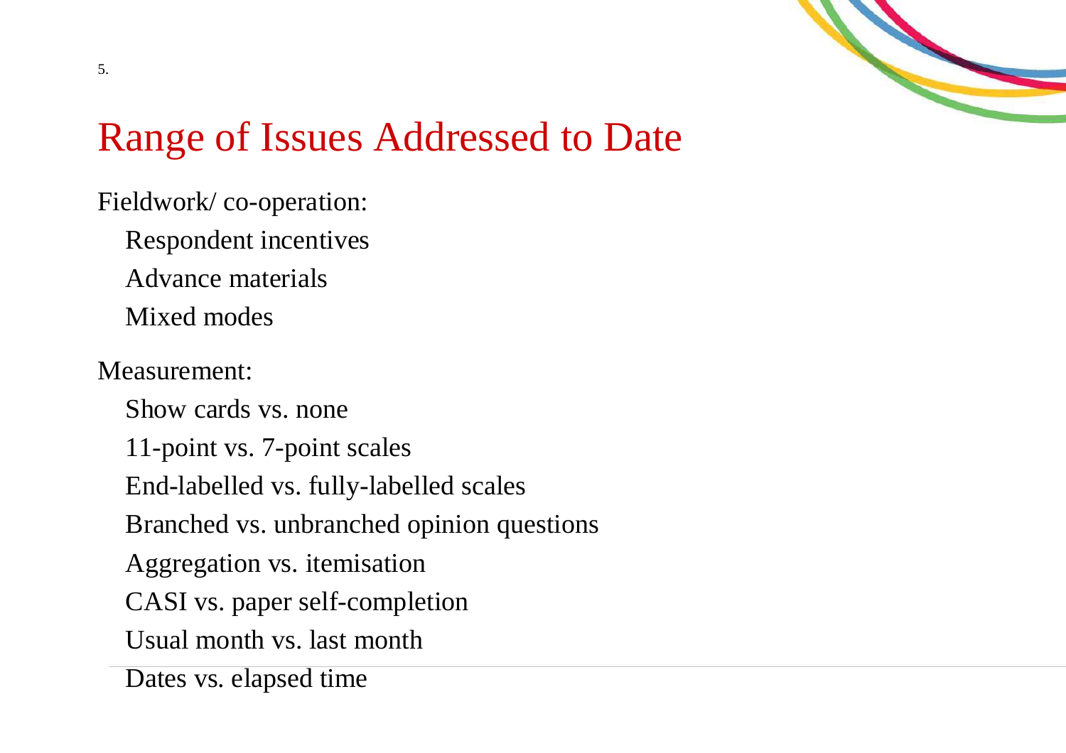# Range of Issues Addressed to Date

Fieldwork/ co-operation:

- Respondent incentives
- Advance materials
- Mixed modes

Measurement:

- Show cards vs. none
- 11-point vs. 7-point scales
- End-labelled vs. fully-labelled scales
- Branched vs. unbranched opinion questions
- Aggregation vs. itemisation
- CASI vs. paper self-completion
- Usual month vs. last month
- Dates vs. elapsed time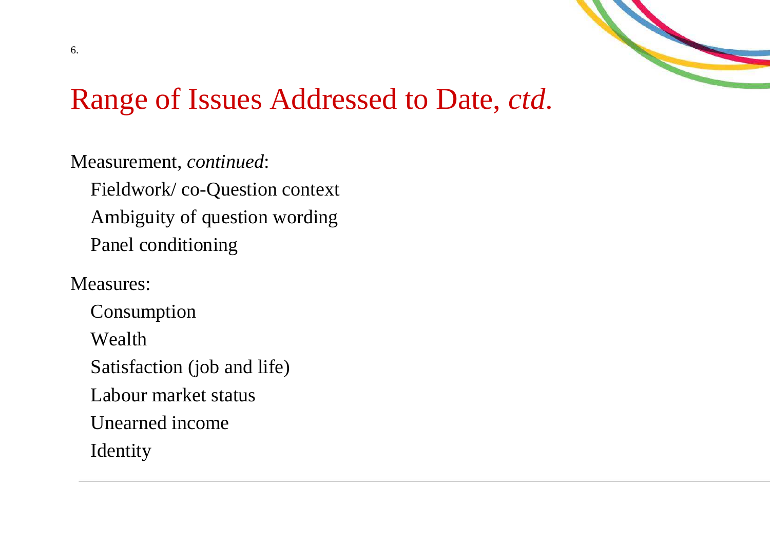# Range of Issues Addressed to Date, *ctd.*

Measurement, *continued*:

- Fieldwork/ co-Question context
- Ambiguity of question wording
- Panel conditioning

Measures:

- Consumption
- Wealth
- Satisfaction (job and life)
- Labour market status
- Unearned income
- Identity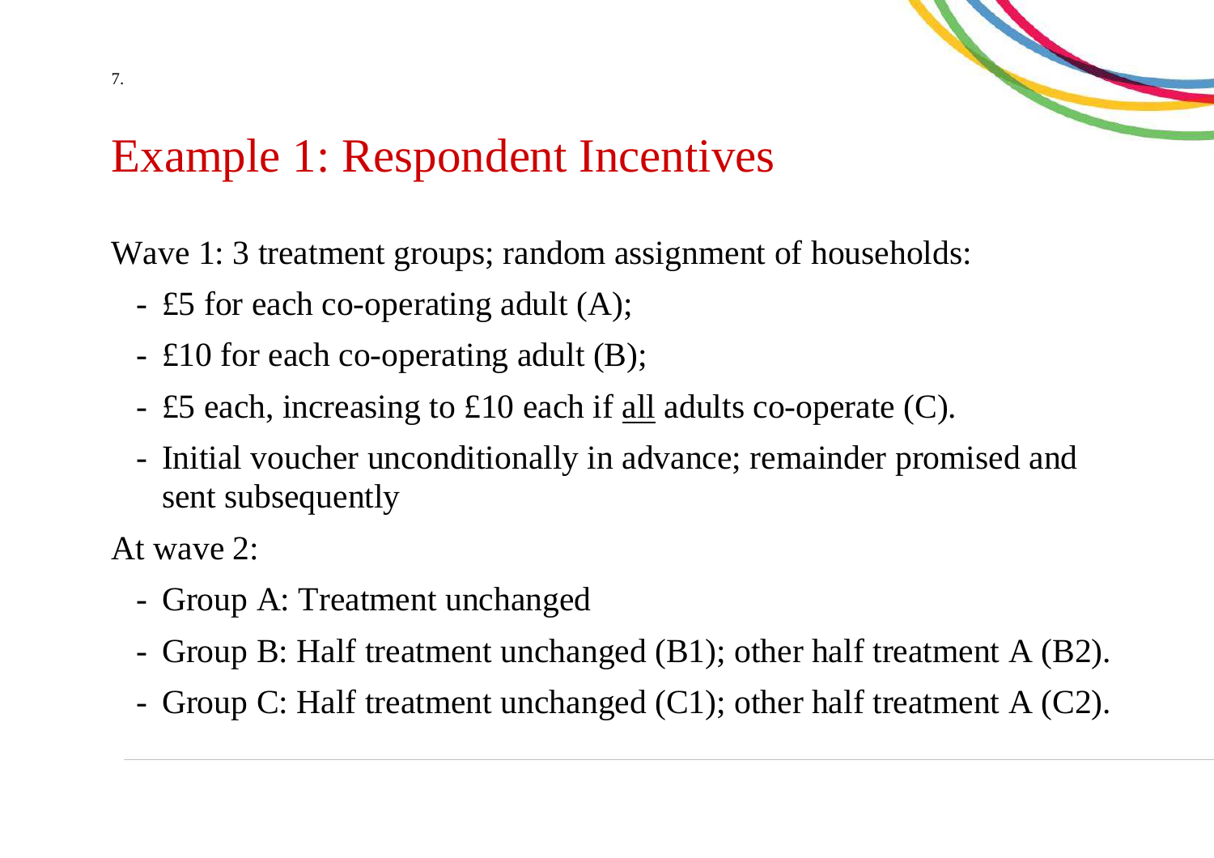# Example 1: Respondent Incentives

Wave 1: 3 treatment groups; random assignment of households:

- £5 for each co-operating adult (A);
- £10 for each co-operating adult (B);
- £5 each, increasing to £10 each if <u>all</u> adults co-operate (C).
- Initial voucher unconditionally in advance; remainder promised and sent subsequently

At wave 2:

- Group A: Treatment unchanged
- Group B: Half treatment unchanged (B1); other half treatment A (B2).
- Group C: Half treatment unchanged (C1); other half treatment A (C2).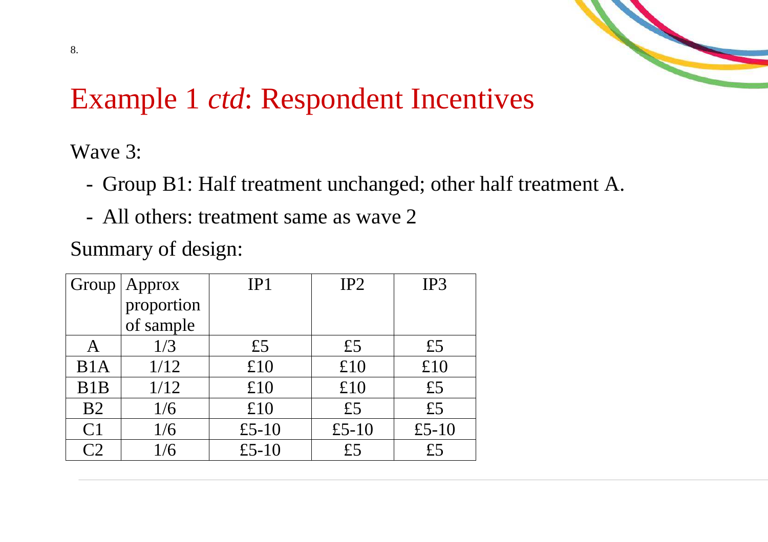# Example 1 *ctd*: Respondent Incentives

Wave 3:

- Group B1: Half treatment unchanged; other half treatment A.
- All others: treatment same as wave 2

Summary of design:

| Group | Approx proportion of sample | IP1 | IP2 | IP3 |
|---|---|---|---|---|
| A | 1/3 | £5 | £5 | £5 |
| B1A | 1/12 | £10 | £10 | £10 |
| B1B | 1/12 | £10 | £10 | £5 |
| B2 | 1/6 | £10 | £5 | £5 |
| C1 | 1/6 | £5-10 | £5-10 | £5-10 |
| C2 | 1/6 | £5-10 | £5 | £5 |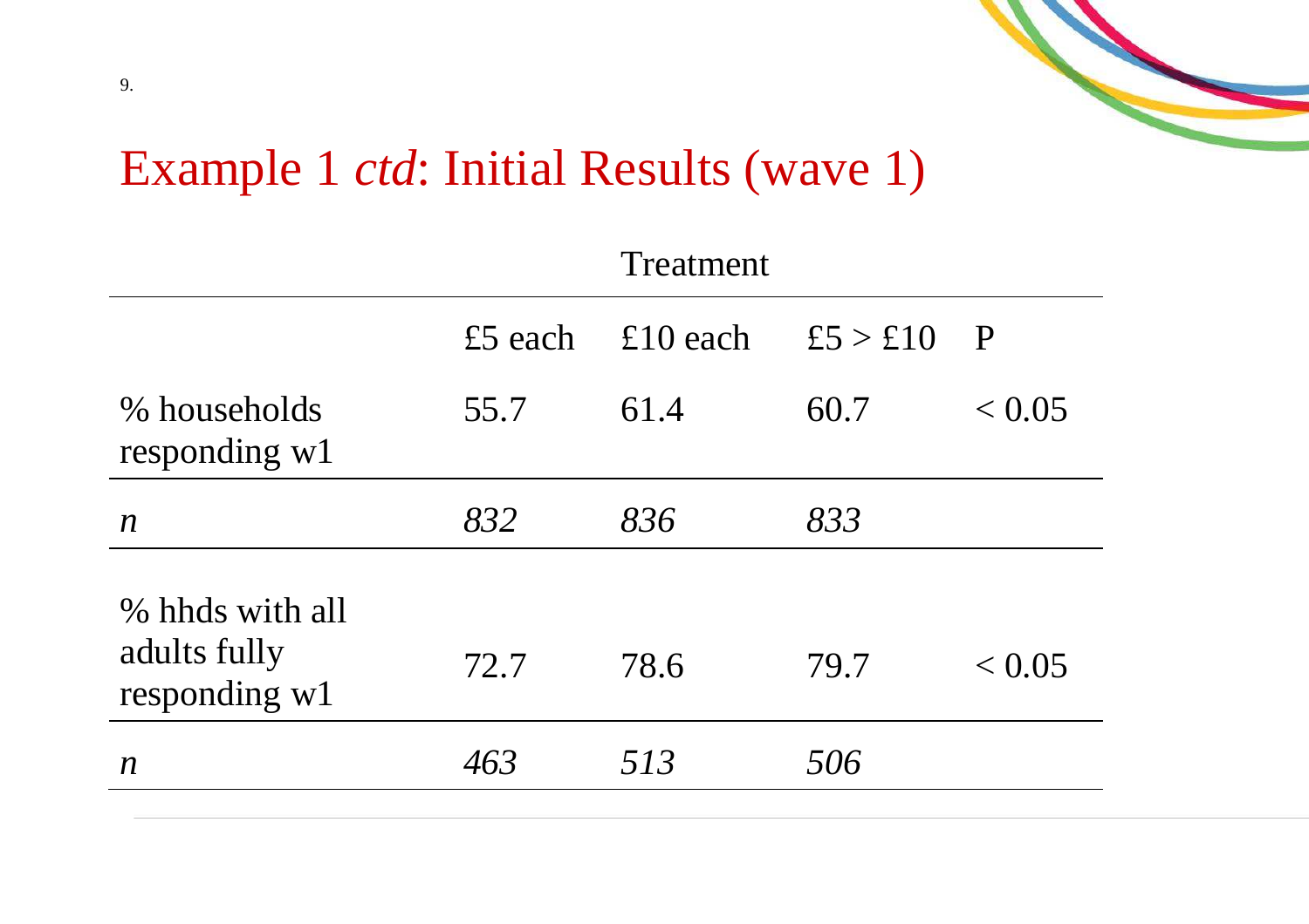# Example 1 *ctd*: Initial Results (wave 1)

| | Treatment | | | |
|---|---|---|---|---|
| | £5 each | £10 each | £5 > £10 | P |
| % households responding w1 | 55.7 | 61.4 | 60.7 | < 0.05 |
| *n* | *832* | *836* | *833* | |
| % hhds with all adults fully responding w1 | 72.7 | 78.6 | 79.7 | < 0.05 |
| *n* | *463* | *513* | *506* | |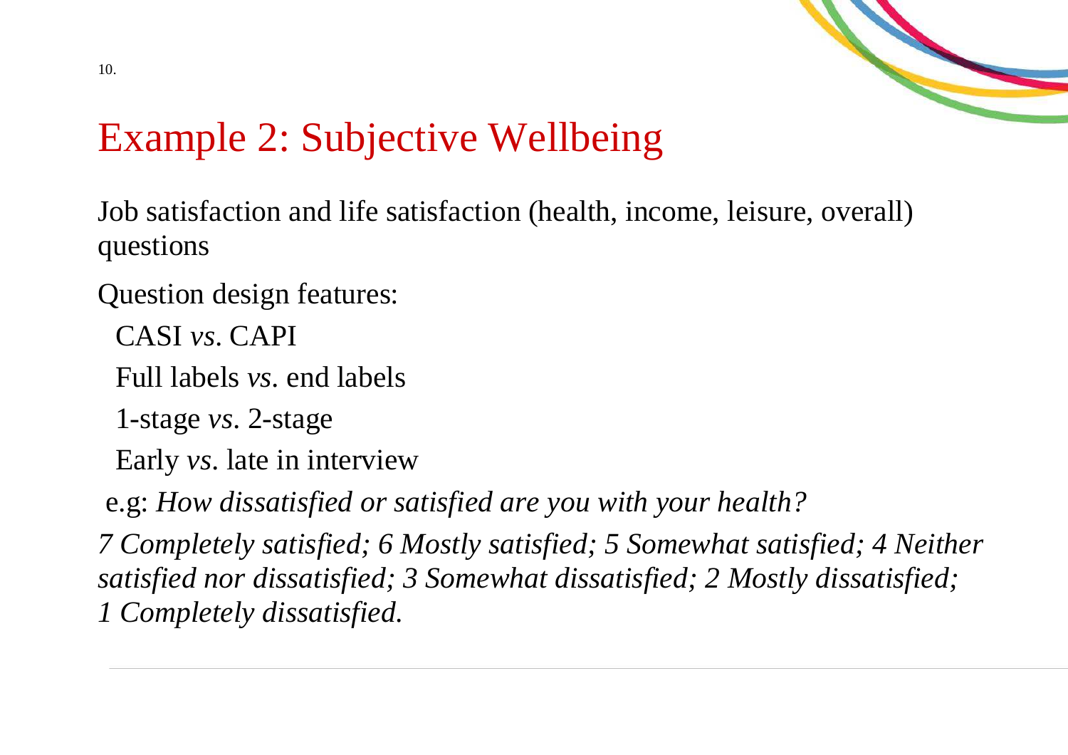# Example 2: Subjective Wellbeing

Job satisfaction and life satisfaction (health, income, leisure, overall) questions

Question design features:

- CASI *vs*. CAPI
- Full labels *vs*. end labels
- 1-stage *vs*. 2-stage
- Early *vs*. late in interview

e.g: *How dissatisfied or satisfied are you with your health?*

*7 Completely satisfied; 6 Mostly satisfied; 5 Somewhat satisfied; 4 Neither satisfied nor dissatisfied; 3 Somewhat dissatisfied; 2 Mostly dissatisfied; 1 Completely dissatisfied.*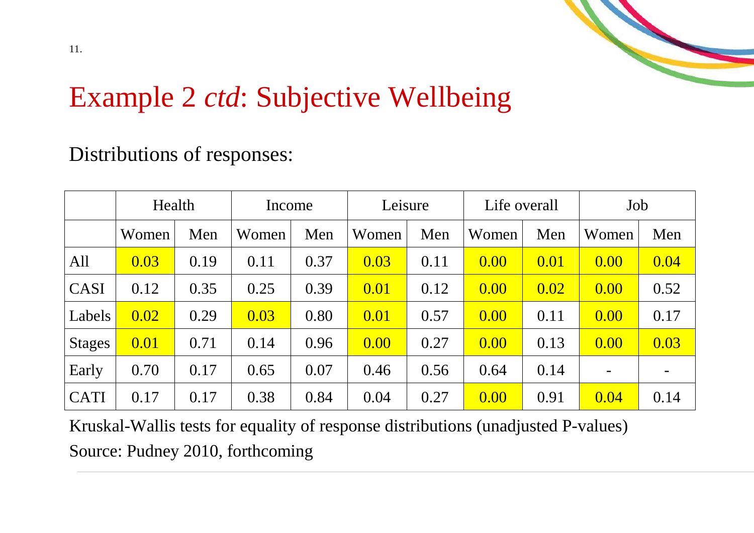# Example 2 *ctd*: Subjective Wellbeing

Distributions of responses:

| | Health | | Income | | Leisure | | Life overall | | Job | |
|---|---|---|---|---|---|---|---|---|---|---|
| | Women | Men | Women | Men | Women | Men | Women | Men | Women | Men |
| All | 0.03 | 0.19 | 0.11 | 0.37 | 0.03 | 0.11 | 0.00 | 0.01 | 0.00 | 0.04 |
| CASI | 0.12 | 0.35 | 0.25 | 0.39 | 0.01 | 0.12 | 0.00 | 0.02 | 0.00 | 0.52 |
| Labels | 0.02 | 0.29 | 0.03 | 0.80 | 0.01 | 0.57 | 0.00 | 0.11 | 0.00 | 0.17 |
| Stages | 0.01 | 0.71 | 0.14 | 0.96 | 0.00 | 0.27 | 0.00 | 0.13 | 0.00 | 0.03 |
| Early | 0.70 | 0.17 | 0.65 | 0.07 | 0.46 | 0.56 | 0.64 | 0.14 | - | - |
| CATI | 0.17 | 0.17 | 0.38 | 0.84 | 0.04 | 0.27 | 0.00 | 0.91 | 0.04 | 0.14 |

Kruskal-Wallis tests for equality of response distributions (unadjusted P-values)

Source: Pudney 2010, forthcoming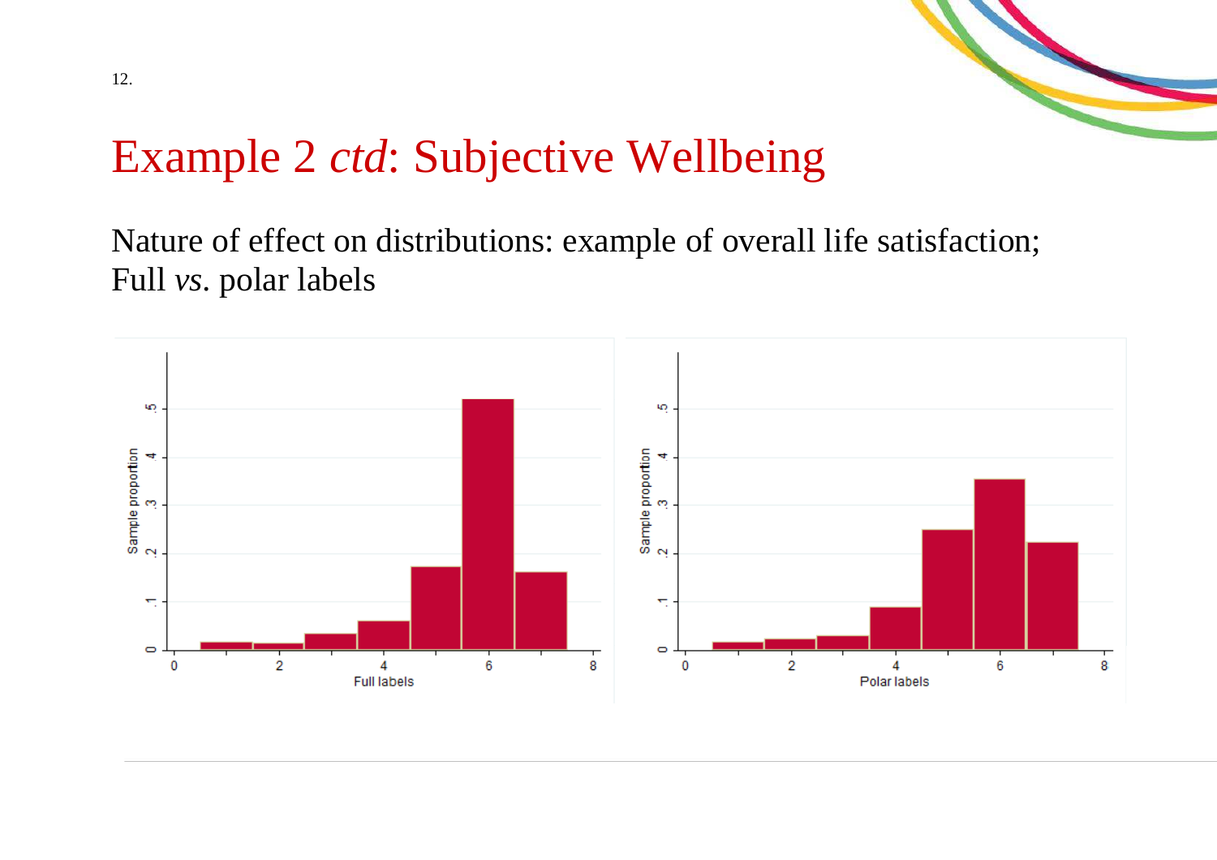# Example 2 *ctd*: Subjective Wellbeing

Nature of effect on distributions: example of overall life satisfaction; Full *vs*. polar labels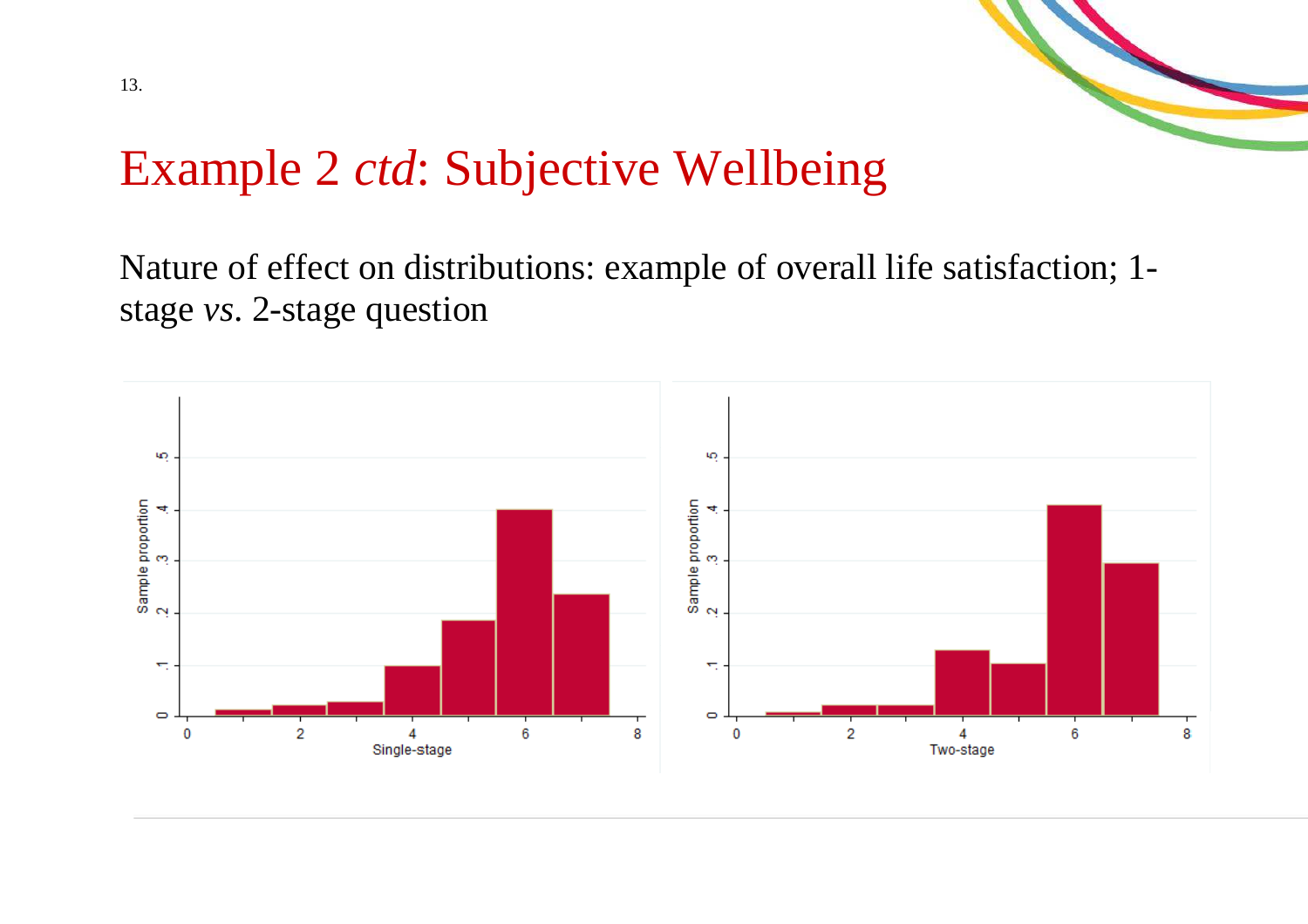# Example 2 *ctd*: Subjective Wellbeing

Nature of effect on distributions: example of overall life satisfaction; 1-stage *vs*. 2-stage question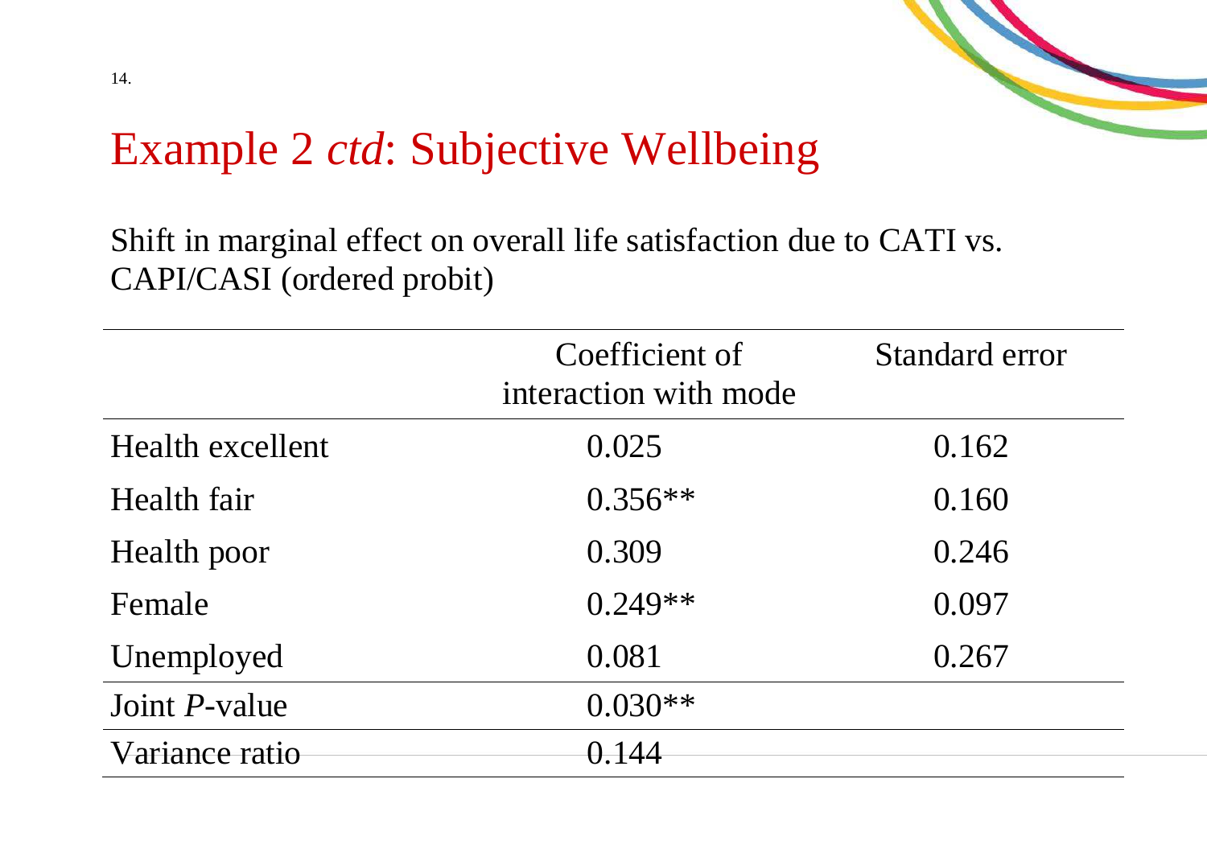# Example 2 *ctd*: Subjective Wellbeing

Shift in marginal effect on overall life satisfaction due to CATI vs. CAPI/CASI (ordered probit)

| | Coefficient of interaction with mode | Standard error |
|---|---|---|
| Health excellent | 0.025 | 0.162 |
| Health fair | 0.356** | 0.160 |
| Health poor | 0.309 | 0.246 |
| Female | 0.249** | 0.097 |
| Unemployed | 0.081 | 0.267 |
| Joint *P*-value | 0.030** | |
| Variance ratio | 0.144 | |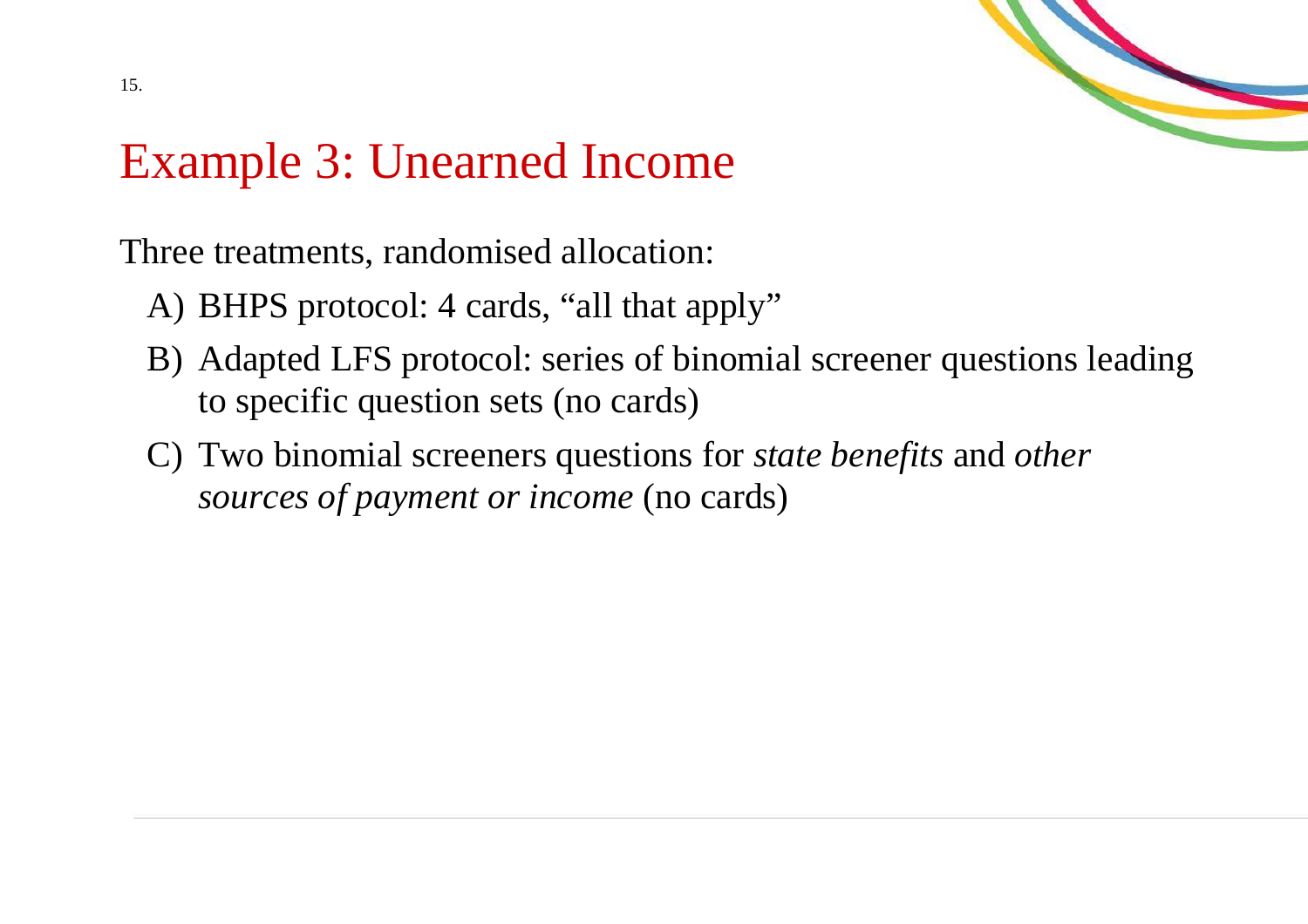# Example 3: Unearned Income

Three treatments, randomised allocation:

A) BHPS protocol: 4 cards, “all that apply”

B) Adapted LFS protocol: series of binomial screener questions leading to specific question sets (no cards)

C) Two binomial screeners questions for *state benefits* and *other sources of payment or income* (no cards)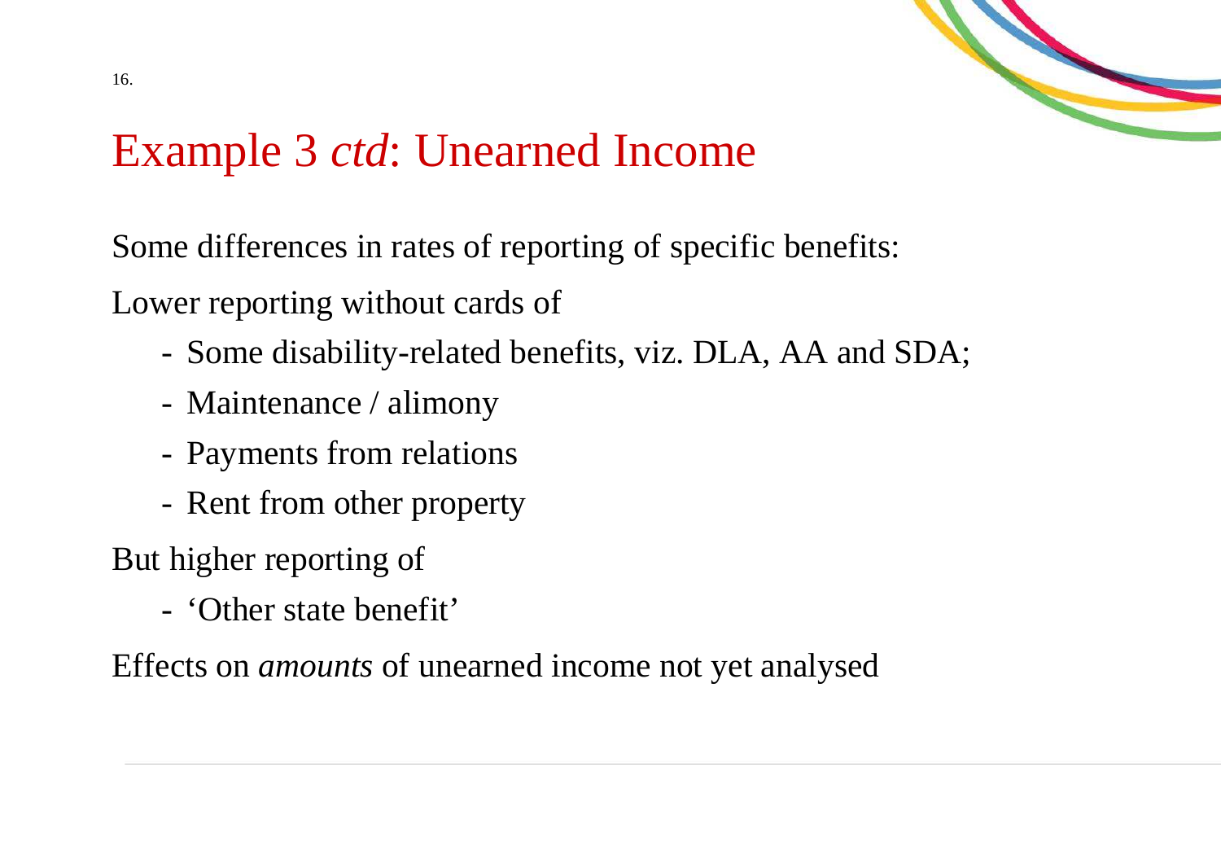# Example 3 *ctd*: Unearned Income

Some differences in rates of reporting of specific benefits:

Lower reporting without cards of

- Some disability-related benefits, viz. DLA, AA and SDA;
- Maintenance / alimony
- Payments from relations
- Rent from other property

But higher reporting of

- 'Other state benefit'

Effects on *amounts* of unearned income not yet analysed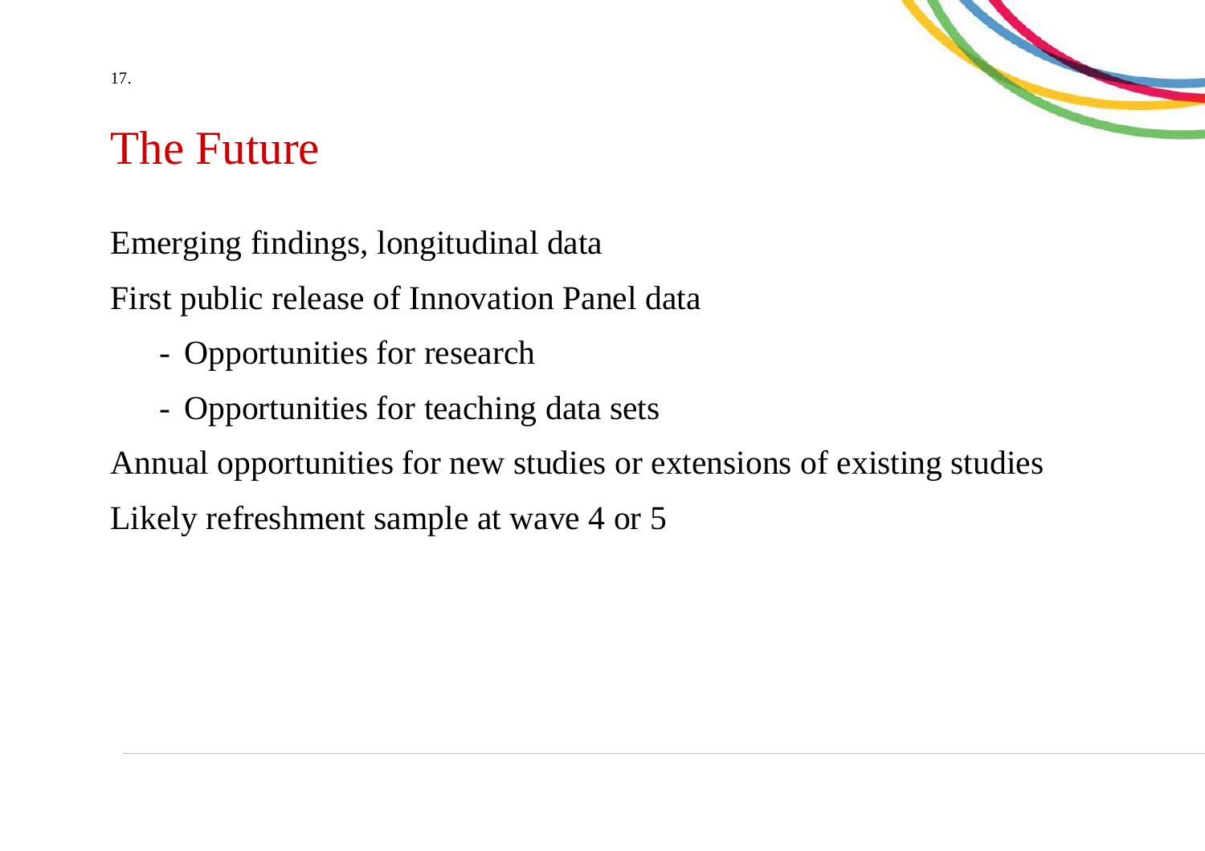# The Future

Emerging findings, longitudinal data

First public release of Innovation Panel data

- Opportunities for research
- Opportunities for teaching data sets

Annual opportunities for new studies or extensions of existing studies

Likely refreshment sample at wave 4 or 5